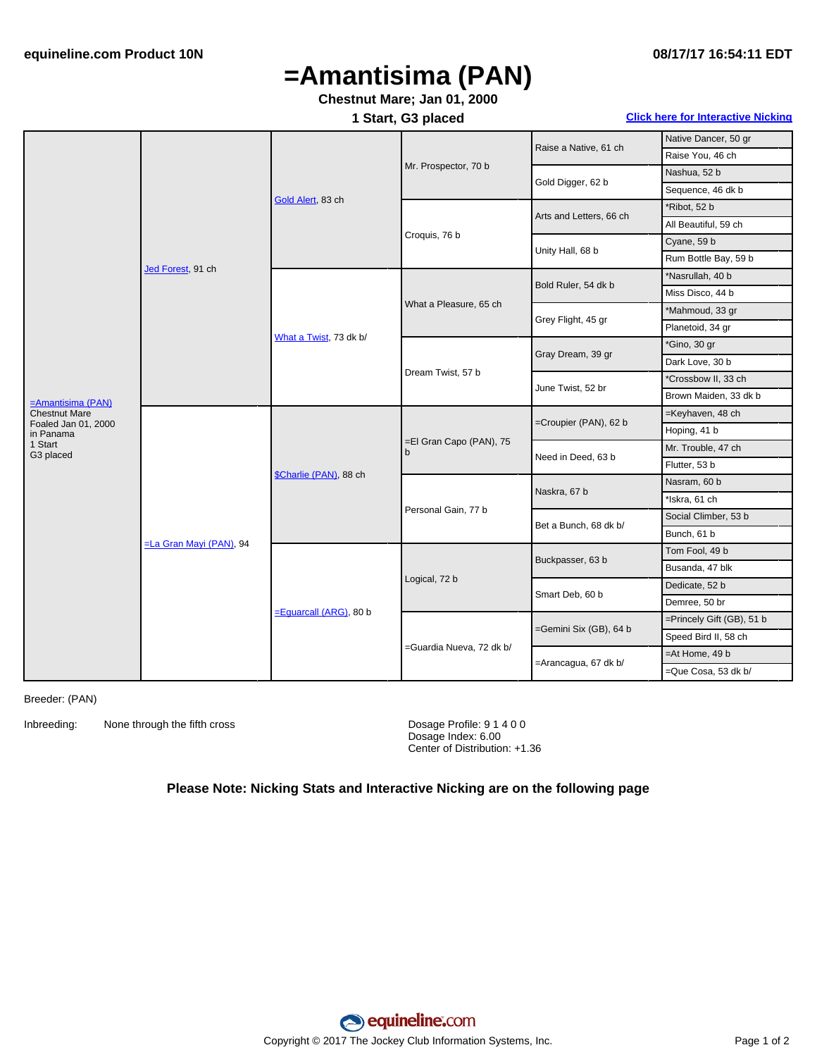equineline.com Product 10N — 08/17/17 16:54:11 EDT

# =Amantisima (PAN)

**Chestnut Mare; Jan 01, 2000**

**1 Start, G3 placed**

Click here for Interactive Nicking

| Horse | Sire/Dam | Gen 2 | Gen 3 | Gen 4 | Gen 5 |
|---|---|---|---|---|---|
| =Amantisima (PAN) Chestnut Mare Foaled Jan 01, 2000 in Panama 1 Start G3 placed | Jed Forest, 91 ch | Gold Alert, 83 ch | Mr. Prospector, 70 b | Raise a Native, 61 ch | Native Dancer, 50 gr |
| | | | | | Raise You, 46 ch |
| | | | | Gold Digger, 62 b | Nashua, 52 b |
| | | | | | Sequence, 46 dk b |
| | | | Croquis, 76 b | Arts and Letters, 66 ch | *Ribot, 52 b |
| | | | | | All Beautiful, 59 ch |
| | | | | Unity Hall, 68 b | Cyane, 59 b |
| | | | | | Rum Bottle Bay, 59 b |
| | | What a Twist, 73 dk b/ | What a Pleasure, 65 ch | Bold Ruler, 54 dk b | *Nasrullah, 40 b |
| | | | | | Miss Disco, 44 b |
| | | | | Grey Flight, 45 gr | *Mahmoud, 33 gr |
| | | | | | Planetoid, 34 gr |
| | | | Dream Twist, 57 b | Gray Dream, 39 gr | *Gino, 30 gr |
| | | | | | Dark Love, 30 b |
| | | | | June Twist, 52 br | *Crossbow II, 33 ch |
| | | | | | Brown Maiden, 33 dk b |
| | =La Gran Mayi (PAN), 94 | $Charlie (PAN), 88 ch | =El Gran Capo (PAN), 75 b | =Croupier (PAN), 62 b | =Keyhaven, 48 ch |
| | | | | | Hoping, 41 b |
| | | | | Need in Deed, 63 b | Mr. Trouble, 47 ch |
| | | | | | Flutter, 53 b |
| | | | Personal Gain, 77 b | Naskra, 67 b | Nasram, 60 b |
| | | | | | *Iskra, 61 ch |
| | | | | Bet a Bunch, 68 dk b/ | Social Climber, 53 b |
| | | | | | Bunch, 61 b |
| | | =Eguarcall (ARG), 80 b | Logical, 72 b | Buckpasser, 63 b | Tom Fool, 49 b |
| | | | | | Busanda, 47 blk |
| | | | | Smart Deb, 60 b | Dedicate, 52 b |
| | | | | | Demree, 50 br |
| | | | =Guardia Nueva, 72 dk b/ | =Gemini Six (GB), 64 b | =Princely Gift (GB), 51 b |
| | | | | | Speed Bird II, 58 ch |
| | | | | =Arancagua, 67 dk b/ | =At Home, 49 b |
| | | | | | =Que Cosa, 53 dk b/ |

Breeder: (PAN)

Inbreeding: None through the fifth cross

Dosage Profile: 9 1 4 0 0
Dosage Index: 6.00
Center of Distribution: +1.36

**Please Note: Nicking Stats and Interactive Nicking are on the following page**

Copyright © 2017 The Jockey Club Information Systems, Inc.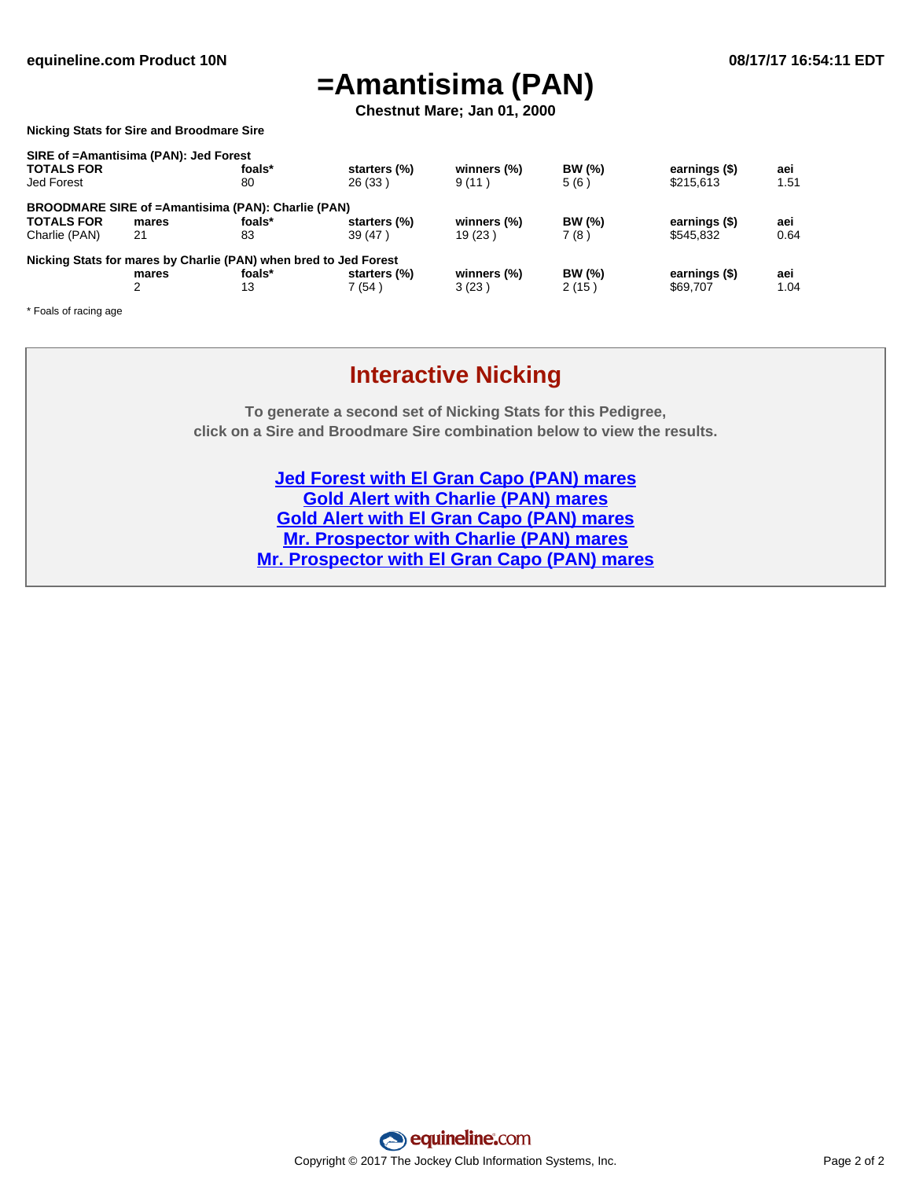# =Amantisima (PAN)

**Chestnut Mare; Jan 01, 2000**

**Nicking Stats for Sire and Broodmare Sire**

**SIRE of =Amantisima (PAN): Jed Forest**

| TOTALS FOR | | foals* | starters (%) | winners (%) | BW (%) | earnings ($) | aei |
|---|---|---|---|---|---|---|---|
| Jed Forest | | 80 | 26 (33 ) | 9 (11 ) | 5 (6 ) | $215,613 | 1.51 |

**BROODMARE SIRE of =Amantisima (PAN): Charlie (PAN)**

| TOTALS FOR | mares | foals* | starters (%) | winners (%) | BW (%) | earnings ($) | aei |
|---|---|---|---|---|---|---|---|
| Charlie (PAN) | 21 | 83 | 39 (47 ) | 19 (23 ) | 7 (8 ) | $545,832 | 0.64 |

**Nicking Stats for mares by Charlie (PAN) when bred to Jed Forest**

| | mares | foals* | starters (%) | winners (%) | BW (%) | earnings ($) | aei |
|---|---|---|---|---|---|---|---|
| | 2 | 13 | 7 (54 ) | 3 (23 ) | 2 (15 ) | $69,707 | 1.04 |

\* Foals of racing age

## Interactive Nicking

**To generate a second set of Nicking Stats for this Pedigree, click on a Sire and Broodmare Sire combination below to view the results.**

**Jed Forest with El Gran Capo (PAN) mares**
**Gold Alert with Charlie (PAN) mares**
**Gold Alert with El Gran Capo (PAN) mares**
**Mr. Prospector with Charlie (PAN) mares**
**Mr. Prospector with El Gran Capo (PAN) mares**

Copyright © 2017 The Jockey Club Information Systems, Inc.